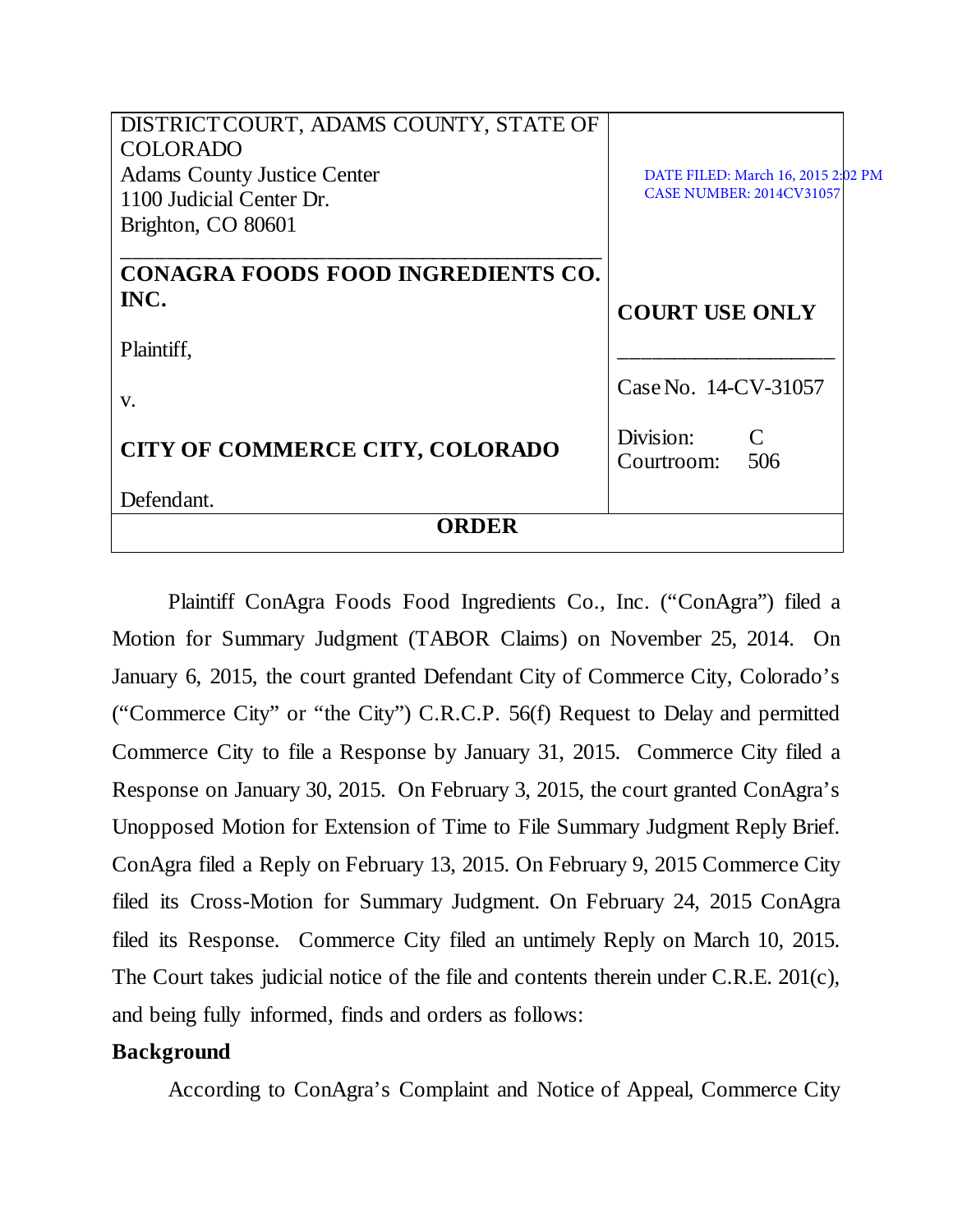| DISTRICT COURT, ADAMS COUNTY, STATE OF COLORADO<br>Adams County Justice Center<br>1100 Judicial Center Dr.<br>Brighton, CO 80601 | DATE FILED: March 16, 2015 2:02 PM<br>CASE NUMBER: 2014CV31057 |
|---|---|
| **CONAGRA FOODS FOOD INGREDIENTS CO. INC.**<br><br>Plaintiff,<br><br>v.<br><br>**CITY OF COMMERCE CITY, COLORADO**<br><br>Defendant. | **COURT USE ONLY**<br><br>Case No. 14-CV-31057<br><br>Division: C<br>Courtroom: 506 |

**ORDER**

Plaintiff ConAgra Foods Food Ingredients Co., Inc. ("ConAgra") filed a Motion for Summary Judgment (TABOR Claims) on November 25, 2014. On January 6, 2015, the court granted Defendant City of Commerce City, Colorado's ("Commerce City" or "the City") C.R.C.P. 56(f) Request to Delay and permitted Commerce City to file a Response by January 31, 2015. Commerce City filed a Response on January 30, 2015. On February 3, 2015, the court granted ConAgra's Unopposed Motion for Extension of Time to File Summary Judgment Reply Brief. ConAgra filed a Reply on February 13, 2015. On February 9, 2015 Commerce City filed its Cross-Motion for Summary Judgment. On February 24, 2015 ConAgra filed its Response. Commerce City filed an untimely Reply on March 10, 2015. The Court takes judicial notice of the file and contents therein under C.R.E. 201(c), and being fully informed, finds and orders as follows:

**Background**

According to ConAgra's Complaint and Notice of Appeal, Commerce City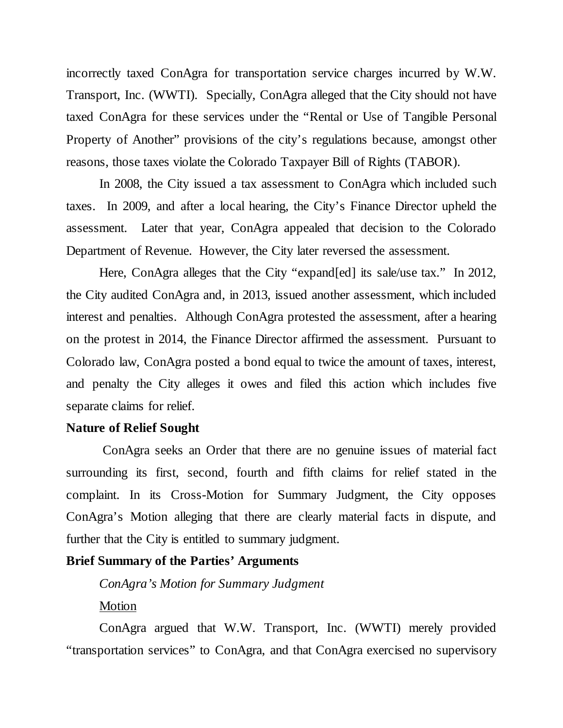incorrectly taxed ConAgra for transportation service charges incurred by W.W. Transport, Inc. (WWTI). Specially, ConAgra alleged that the City should not have taxed ConAgra for these services under the "Rental or Use of Tangible Personal Property of Another" provisions of the city's regulations because, amongst other reasons, those taxes violate the Colorado Taxpayer Bill of Rights (TABOR).

In 2008, the City issued a tax assessment to ConAgra which included such taxes. In 2009, and after a local hearing, the City's Finance Director upheld the assessment. Later that year, ConAgra appealed that decision to the Colorado Department of Revenue. However, the City later reversed the assessment.

Here, ConAgra alleges that the City "expand[ed] its sale/use tax." In 2012, the City audited ConAgra and, in 2013, issued another assessment, which included interest and penalties. Although ConAgra protested the assessment, after a hearing on the protest in 2014, the Finance Director affirmed the assessment. Pursuant to Colorado law, ConAgra posted a bond equal to twice the amount of taxes, interest, and penalty the City alleges it owes and filed this action which includes five separate claims for relief.

**Nature of Relief Sought**

ConAgra seeks an Order that there are no genuine issues of material fact surrounding its first, second, fourth and fifth claims for relief stated in the complaint. In its Cross-Motion for Summary Judgment, the City opposes ConAgra's Motion alleging that there are clearly material facts in dispute, and further that the City is entitled to summary judgment.

**Brief Summary of the Parties' Arguments**

*ConAgra's Motion for Summary Judgment*

<u>Motion</u>

ConAgra argued that W.W. Transport, Inc. (WWTI) merely provided "transportation services" to ConAgra, and that ConAgra exercised no supervisory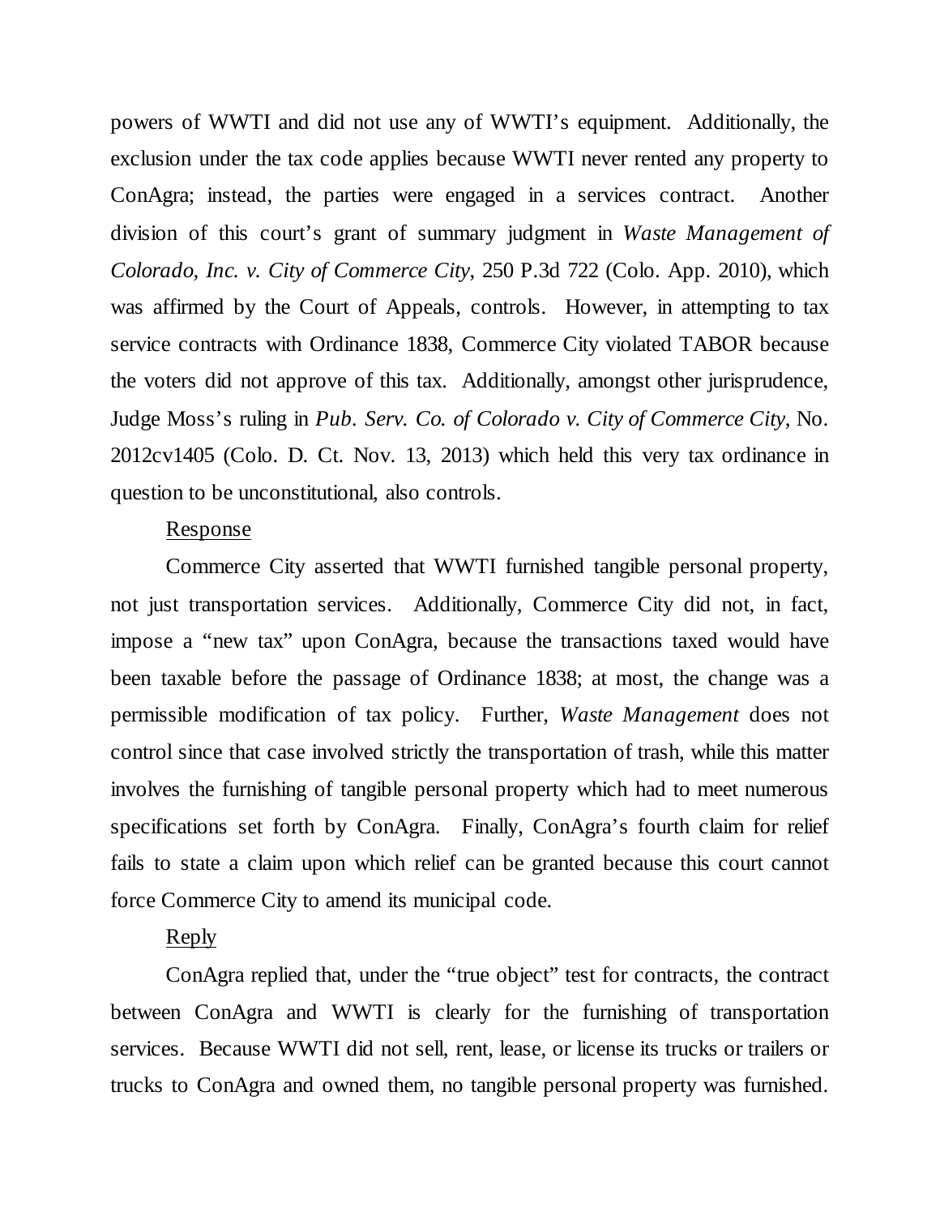powers of WWTI and did not use any of WWTI's equipment. Additionally, the exclusion under the tax code applies because WWTI never rented any property to ConAgra; instead, the parties were engaged in a services contract. Another division of this court's grant of summary judgment in *Waste Management of Colorado, Inc. v. City of Commerce City*, 250 P.3d 722 (Colo. App. 2010), which was affirmed by the Court of Appeals, controls. However, in attempting to tax service contracts with Ordinance 1838, Commerce City violated TABOR because the voters did not approve of this tax. Additionally, amongst other jurisprudence, Judge Moss's ruling in *Pub. Serv. Co. of Colorado v. City of Commerce City*, No. 2012cv1405 (Colo. D. Ct. Nov. 13, 2013) which held this very tax ordinance in question to be unconstitutional, also controls.

Response

Commerce City asserted that WWTI furnished tangible personal property, not just transportation services. Additionally, Commerce City did not, in fact, impose a "new tax" upon ConAgra, because the transactions taxed would have been taxable before the passage of Ordinance 1838; at most, the change was a permissible modification of tax policy. Further, *Waste Management* does not control since that case involved strictly the transportation of trash, while this matter involves the furnishing of tangible personal property which had to meet numerous specifications set forth by ConAgra. Finally, ConAgra's fourth claim for relief fails to state a claim upon which relief can be granted because this court cannot force Commerce City to amend its municipal code.

Reply

ConAgra replied that, under the "true object" test for contracts, the contract between ConAgra and WWTI is clearly for the furnishing of transportation services. Because WWTI did not sell, rent, lease, or license its trucks or trailers or trucks to ConAgra and owned them, no tangible personal property was furnished.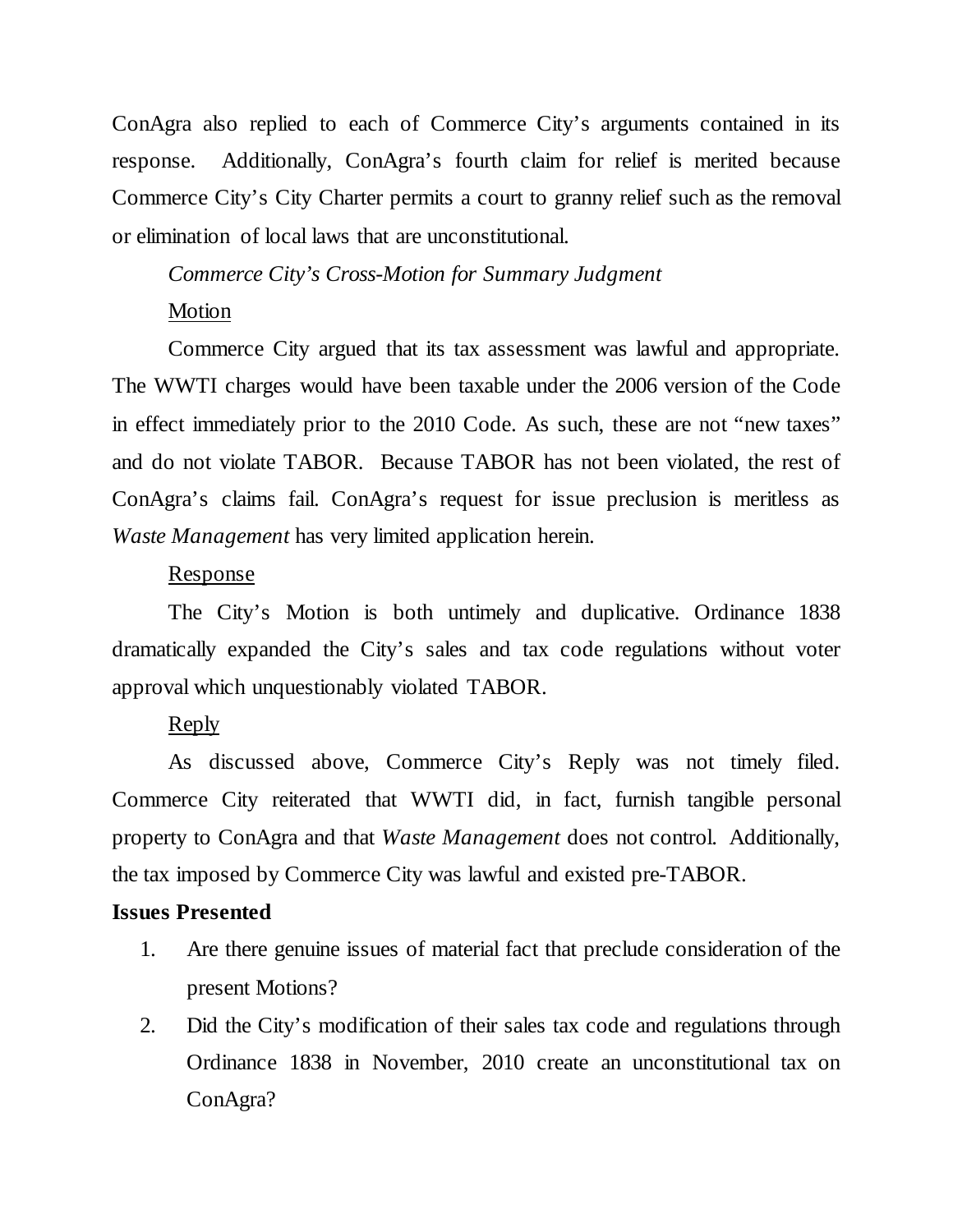ConAgra also replied to each of Commerce City's arguments contained in its response. Additionally, ConAgra's fourth claim for relief is merited because Commerce City's City Charter permits a court to granny relief such as the removal or elimination of local laws that are unconstitutional.

*Commerce City's Cross-Motion for Summary Judgment*

Motion

Commerce City argued that its tax assessment was lawful and appropriate. The WWTI charges would have been taxable under the 2006 version of the Code in effect immediately prior to the 2010 Code. As such, these are not "new taxes" and do not violate TABOR. Because TABOR has not been violated, the rest of ConAgra's claims fail. ConAgra's request for issue preclusion is meritless as *Waste Management* has very limited application herein.

Response

The City's Motion is both untimely and duplicative. Ordinance 1838 dramatically expanded the City's sales and tax code regulations without voter approval which unquestionably violated TABOR.

Reply

As discussed above, Commerce City's Reply was not timely filed. Commerce City reiterated that WWTI did, in fact, furnish tangible personal property to ConAgra and that *Waste Management* does not control. Additionally, the tax imposed by Commerce City was lawful and existed pre-TABOR.

**Issues Presented**

1. Are there genuine issues of material fact that preclude consideration of the present Motions?
2. Did the City's modification of their sales tax code and regulations through Ordinance 1838 in November, 2010 create an unconstitutional tax on ConAgra?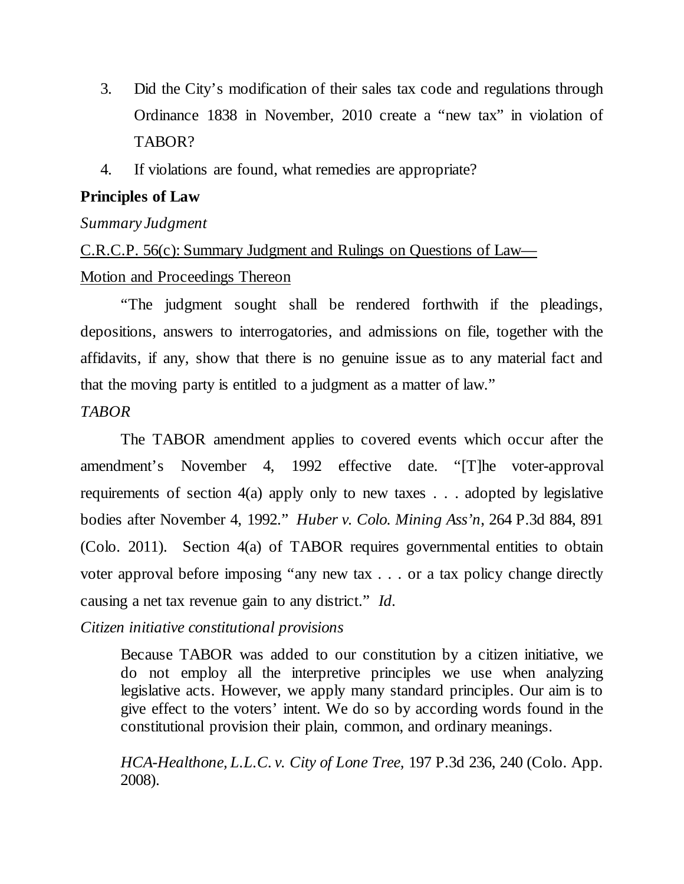3. Did the City's modification of their sales tax code and regulations through Ordinance 1838 in November, 2010 create a "new tax" in violation of TABOR?
4. If violations are found, what remedies are appropriate?

**Principles of Law**

*Summary Judgment*

C.R.C.P. 56(c): Summary Judgment and Rulings on Questions of Law—Motion and Proceedings Thereon

"The judgment sought shall be rendered forthwith if the pleadings, depositions, answers to interrogatories, and admissions on file, together with the affidavits, if any, show that there is no genuine issue as to any material fact and that the moving party is entitled to a judgment as a matter of law."

*TABOR*

The TABOR amendment applies to covered events which occur after the amendment's November 4, 1992 effective date. "[T]he voter-approval requirements of section 4(a) apply only to new taxes . . . adopted by legislative bodies after November 4, 1992." *Huber v. Colo. Mining Ass'n*, 264 P.3d 884, 891 (Colo. 2011). Section 4(a) of TABOR requires governmental entities to obtain voter approval before imposing "any new tax . . . or a tax policy change directly causing a net tax revenue gain to any district." *Id*.

*Citizen initiative constitutional provisions*

> Because TABOR was added to our constitution by a citizen initiative, we do not employ all the interpretive principles we use when analyzing legislative acts. However, we apply many standard principles. Our aim is to give effect to the voters' intent. We do so by according words found in the constitutional provision their plain, common, and ordinary meanings.
>
> *HCA-Healthone, L.L.C. v. City of Lone Tree*, 197 P.3d 236, 240 (Colo. App. 2008).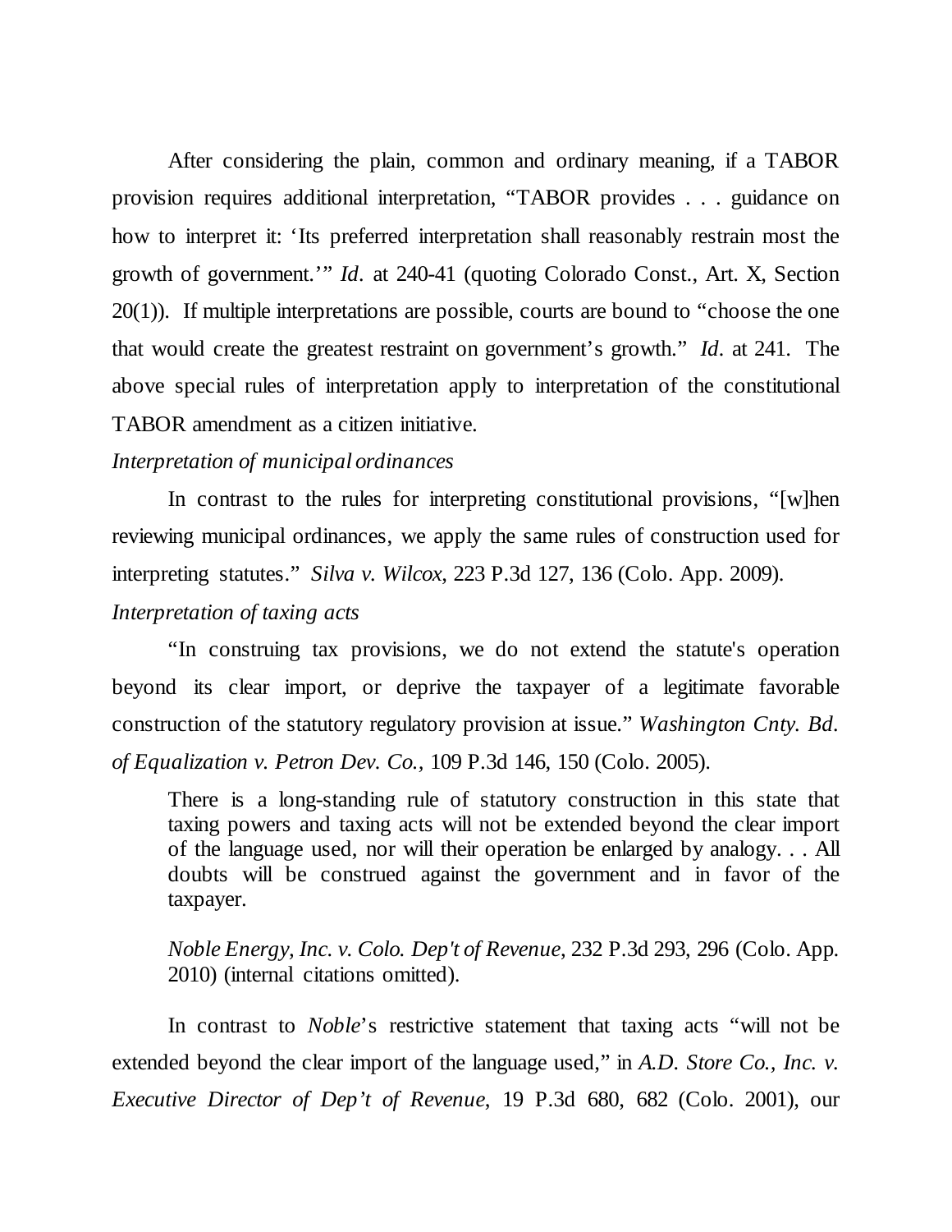After considering the plain, common and ordinary meaning, if a TABOR provision requires additional interpretation, "TABOR provides . . . guidance on how to interpret it: 'Its preferred interpretation shall reasonably restrain most the growth of government.'" *Id.* at 240-41 (quoting Colorado Const., Art. X, Section 20(1)). If multiple interpretations are possible, courts are bound to "choose the one that would create the greatest restraint on government's growth." *Id.* at 241. The above special rules of interpretation apply to interpretation of the constitutional TABOR amendment as a citizen initiative.

*Interpretation of municipal ordinances*

In contrast to the rules for interpreting constitutional provisions, "[w]hen reviewing municipal ordinances, we apply the same rules of construction used for interpreting statutes." *Silva v. Wilcox*, 223 P.3d 127, 136 (Colo. App. 2009).

*Interpretation of taxing acts*

"In construing tax provisions, we do not extend the statute's operation beyond its clear import, or deprive the taxpayer of a legitimate favorable construction of the statutory regulatory provision at issue." *Washington Cnty. Bd. of Equalization v. Petron Dev. Co.*, 109 P.3d 146, 150 (Colo. 2005).

> There is a long-standing rule of statutory construction in this state that taxing powers and taxing acts will not be extended beyond the clear import of the language used, nor will their operation be enlarged by analogy. . . All doubts will be construed against the government and in favor of the taxpayer.
>
> *Noble Energy, Inc. v. Colo. Dep't of Revenue*, 232 P.3d 293, 296 (Colo. App. 2010) (internal citations omitted).

In contrast to *Noble*'s restrictive statement that taxing acts "will not be extended beyond the clear import of the language used," in *A.D. Store Co., Inc. v. Executive Director of Dep't of Revenue*, 19 P.3d 680, 682 (Colo. 2001), our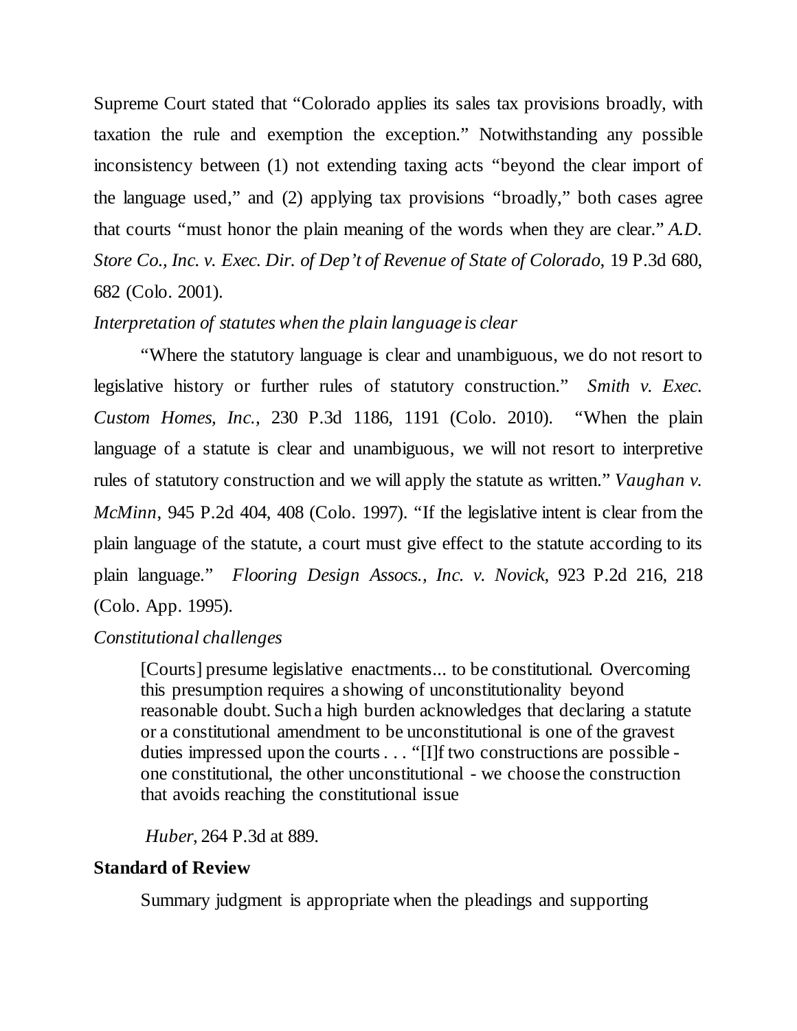Supreme Court stated that "Colorado applies its sales tax provisions broadly, with taxation the rule and exemption the exception." Notwithstanding any possible inconsistency between (1) not extending taxing acts "beyond the clear import of the language used," and (2) applying tax provisions "broadly," both cases agree that courts "must honor the plain meaning of the words when they are clear." *A.D. Store Co., Inc. v. Exec. Dir. of Dep't of Revenue of State of Colorado*, 19 P.3d 680, 682 (Colo. 2001).

*Interpretation of statutes when the plain language is clear*

"Where the statutory language is clear and unambiguous, we do not resort to legislative history or further rules of statutory construction." *Smith v. Exec. Custom Homes, Inc.*, 230 P.3d 1186, 1191 (Colo. 2010). "When the plain language of a statute is clear and unambiguous, we will not resort to interpretive rules of statutory construction and we will apply the statute as written." *Vaughan v. McMinn*, 945 P.2d 404, 408 (Colo. 1997). "If the legislative intent is clear from the plain language of the statute, a court must give effect to the statute according to its plain language." *Flooring Design Assocs., Inc. v. Novick*, 923 P.2d 216, 218 (Colo. App. 1995).

*Constitutional challenges*

> [Courts] presume legislative enactments... to be constitutional. Overcoming this presumption requires a showing of unconstitutionality beyond reasonable doubt. Such a high burden acknowledges that declaring a statute or a constitutional amendment to be unconstitutional is one of the gravest duties impressed upon the courts . . . "[I]f two constructions are possible - one constitutional, the other unconstitutional - we choose the construction that avoids reaching the constitutional issue

*Huber*, 264 P.3d at 889.

**Standard of Review**

Summary judgment is appropriate when the pleadings and supporting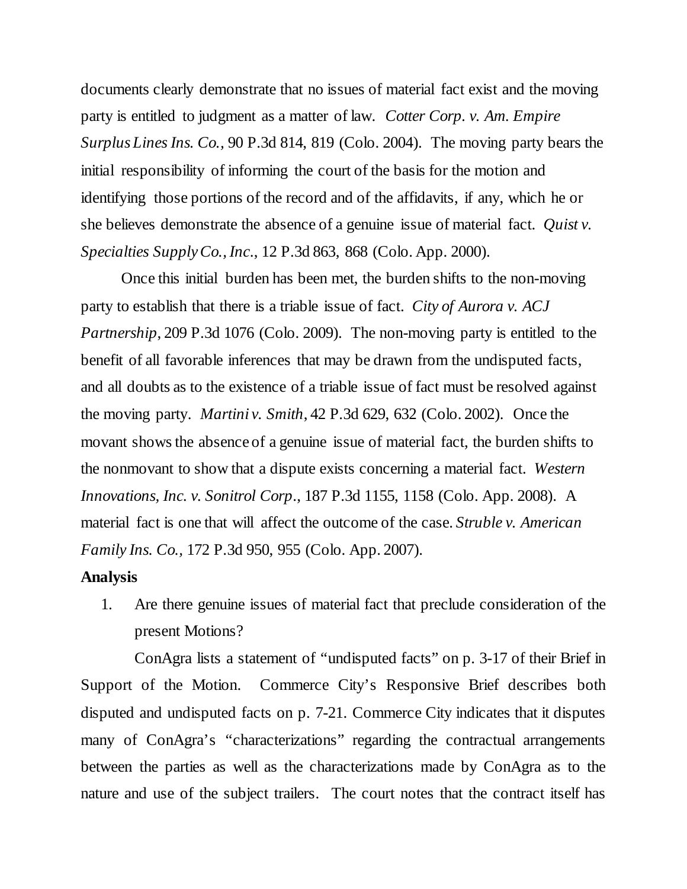documents clearly demonstrate that no issues of material fact exist and the moving party is entitled to judgment as a matter of law. *Cotter Corp. v. Am. Empire Surplus Lines Ins. Co.*, 90 P.3d 814, 819 (Colo. 2004). The moving party bears the initial responsibility of informing the court of the basis for the motion and identifying those portions of the record and of the affidavits, if any, which he or she believes demonstrate the absence of a genuine issue of material fact. *Quist v. Specialties Supply Co., Inc.*, 12 P.3d 863, 868 (Colo. App. 2000).

Once this initial burden has been met, the burden shifts to the non-moving party to establish that there is a triable issue of fact. *City of Aurora v. ACJ Partnership*, 209 P.3d 1076 (Colo. 2009). The non-moving party is entitled to the benefit of all favorable inferences that may be drawn from the undisputed facts, and all doubts as to the existence of a triable issue of fact must be resolved against the moving party. *Martini v. Smith*, 42 P.3d 629, 632 (Colo. 2002). Once the movant shows the absence of a genuine issue of material fact, the burden shifts to the nonmovant to show that a dispute exists concerning a material fact. *Western Innovations, Inc. v. Sonitrol Corp.*, 187 P.3d 1155, 1158 (Colo. App. 2008). A material fact is one that will affect the outcome of the case. *Struble v. American Family Ins. Co.*, 172 P.3d 950, 955 (Colo. App. 2007).

**Analysis**

1. Are there genuine issues of material fact that preclude consideration of the present Motions?

ConAgra lists a statement of "undisputed facts" on p. 3-17 of their Brief in Support of the Motion. Commerce City's Responsive Brief describes both disputed and undisputed facts on p. 7-21. Commerce City indicates that it disputes many of ConAgra's "characterizations" regarding the contractual arrangements between the parties as well as the characterizations made by ConAgra as to the nature and use of the subject trailers. The court notes that the contract itself has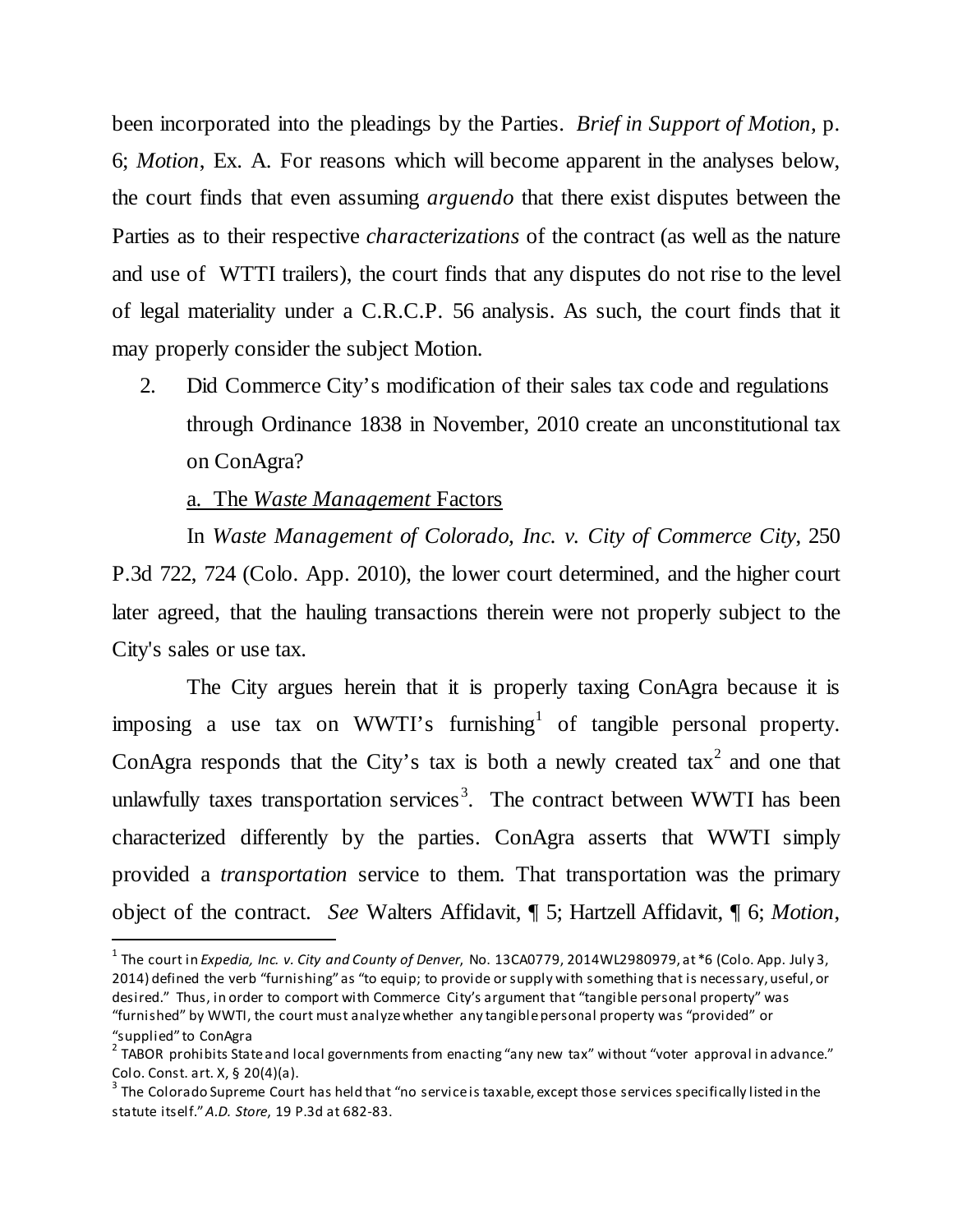been incorporated into the pleadings by the Parties. *Brief in Support of Motion*, p. 6; *Motion*, Ex. A. For reasons which will become apparent in the analyses below, the court finds that even assuming *arguendo* that there exist disputes between the Parties as to their respective *characterizations* of the contract (as well as the nature and use of WTTI trailers), the court finds that any disputes do not rise to the level of legal materiality under a C.R.C.P. 56 analysis. As such, the court finds that it may properly consider the subject Motion.

2. Did Commerce City's modification of their sales tax code and regulations through Ordinance 1838 in November, 2010 create an unconstitutional tax on ConAgra?

   a. The *Waste Management* Factors

In *Waste Management of Colorado, Inc. v. City of Commerce City*, 250 P.3d 722, 724 (Colo. App. 2010), the lower court determined, and the higher court later agreed, that the hauling transactions therein were not properly subject to the City's sales or use tax.

The City argues herein that it is properly taxing ConAgra because it is imposing a use tax on WWTI's furnishing[1] of tangible personal property. ConAgra responds that the City's tax is both a newly created tax[2] and one that unlawfully taxes transportation services[3]. The contract between WWTI has been characterized differently by the parties. ConAgra asserts that WWTI simply provided a *transportation* service to them. That transportation was the primary object of the contract. *See* Walters Affidavit, ¶ 5; Hartzell Affidavit, ¶ 6; *Motion*,

---

[1] The court in *Expedia, Inc. v. City and County of Denver*, No. 13CA0779, 2014WL2980979, at *6 (Colo. App. July 3, 2014) defined the verb "furnishing" as "to equip; to provide or supply with something that is necessary, useful, or desired." Thus, in order to comport with Commerce City's argument that "tangible personal property" was "furnished" by WWTI, the court must analyze whether any tangible personal property was "provided" or "supplied" to ConAgra

[2] TABOR prohibits State and local governments from enacting "any new tax" without "voter approval in advance." Colo. Const. art. X, § 20(4)(a).

[3] The Colorado Supreme Court has held that "no service is taxable, except those services specifically listed in the statute itself." *A.D. Store*, 19 P.3d at 682-83.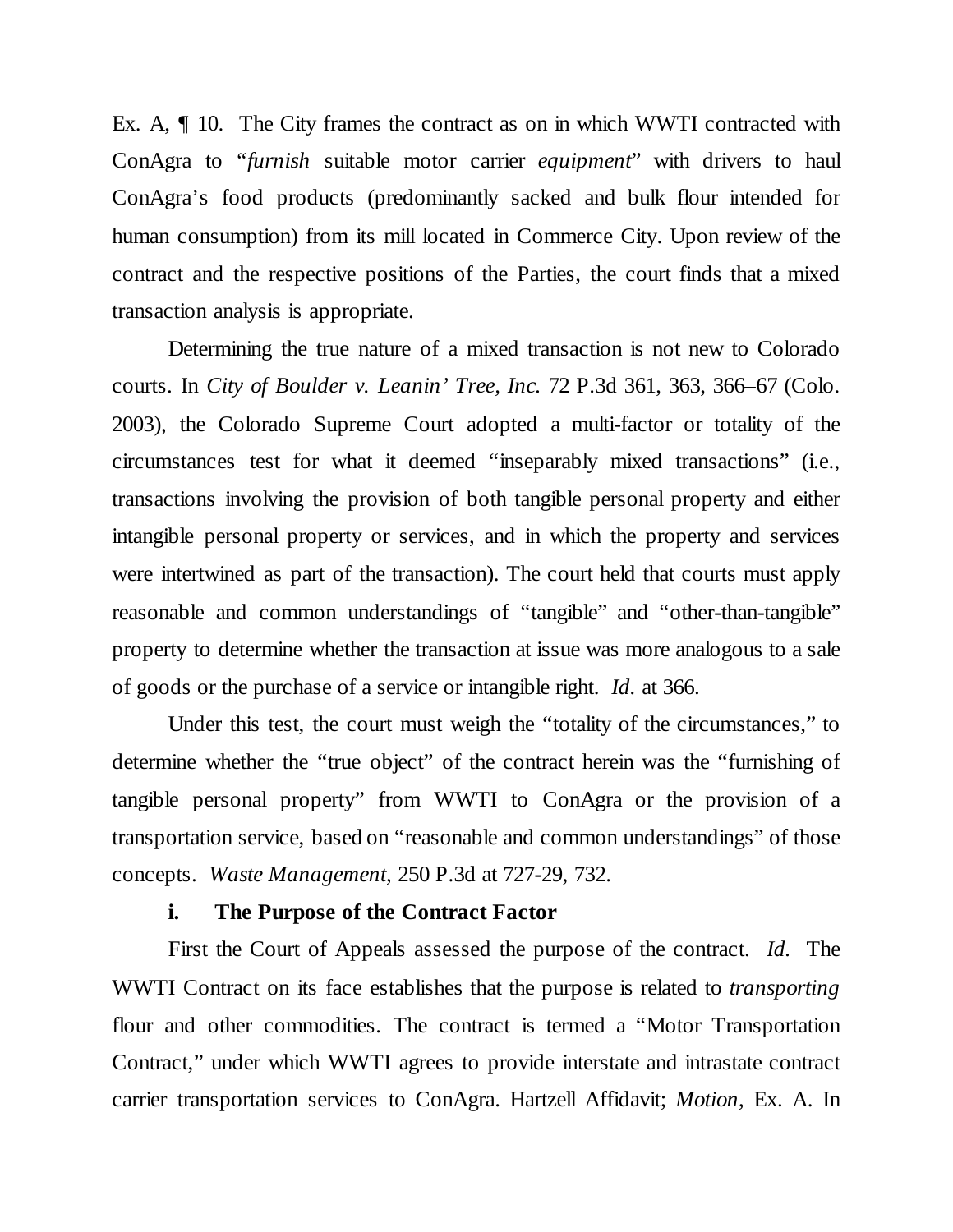Ex. A, ¶ 10. The City frames the contract as on in which WWTI contracted with ConAgra to "*furnish* suitable motor carrier *equipment*" with drivers to haul ConAgra's food products (predominantly sacked and bulk flour intended for human consumption) from its mill located in Commerce City. Upon review of the contract and the respective positions of the Parties, the court finds that a mixed transaction analysis is appropriate.

Determining the true nature of a mixed transaction is not new to Colorado courts. In *City of Boulder v. Leanin' Tree, Inc.* 72 P.3d 361, 363, 366–67 (Colo. 2003), the Colorado Supreme Court adopted a multi-factor or totality of the circumstances test for what it deemed "inseparably mixed transactions" (i.e., transactions involving the provision of both tangible personal property and either intangible personal property or services, and in which the property and services were intertwined as part of the transaction). The court held that courts must apply reasonable and common understandings of "tangible" and "other-than-tangible" property to determine whether the transaction at issue was more analogous to a sale of goods or the purchase of a service or intangible right. *Id.* at 366.

Under this test, the court must weigh the "totality of the circumstances," to determine whether the "true object" of the contract herein was the "furnishing of tangible personal property" from WWTI to ConAgra or the provision of a transportation service, based on "reasonable and common understandings" of those concepts. *Waste Management*, 250 P.3d at 727-29, 732.

**i. The Purpose of the Contract Factor**

First the Court of Appeals assessed the purpose of the contract. *Id.* The WWTI Contract on its face establishes that the purpose is related to *transporting* flour and other commodities. The contract is termed a "Motor Transportation Contract," under which WWTI agrees to provide interstate and intrastate contract carrier transportation services to ConAgra. Hartzell Affidavit; *Motion*, Ex. A. In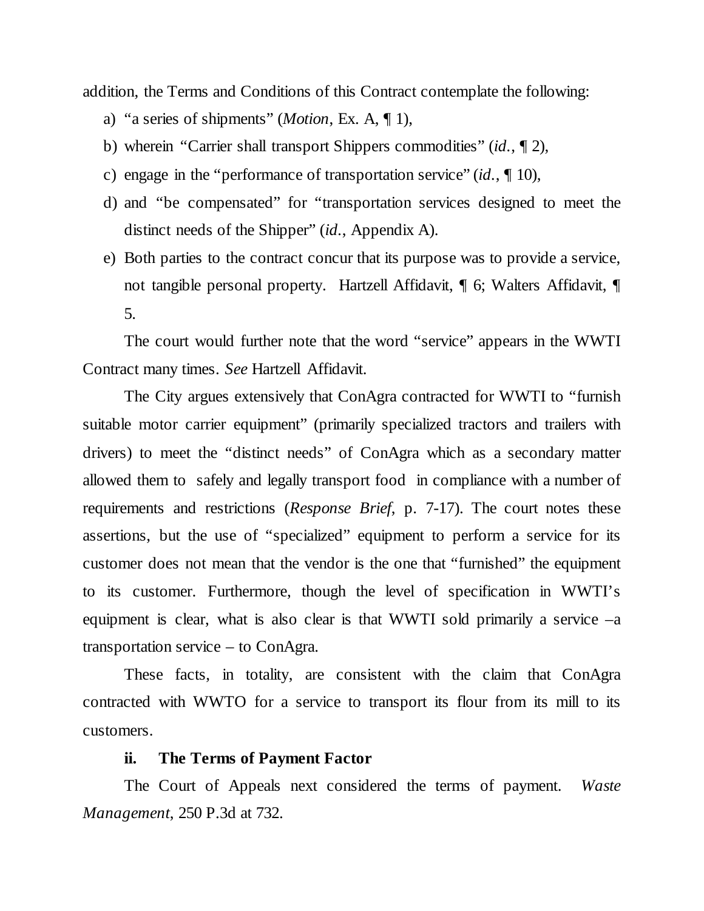addition, the Terms and Conditions of this Contract contemplate the following:

a) "a series of shipments" (*Motion*, Ex. A, ¶ 1),
b) wherein "Carrier shall transport Shippers commodities" (*id.*, ¶ 2),
c) engage in the "performance of transportation service" (*id.*, ¶ 10),
d) and "be compensated" for "transportation services designed to meet the distinct needs of the Shipper" (*id.*, Appendix A).
e) Both parties to the contract concur that its purpose was to provide a service, not tangible personal property. Hartzell Affidavit, ¶ 6; Walters Affidavit, ¶ 5.

The court would further note that the word "service" appears in the WWTI Contract many times. *See* Hartzell Affidavit.

The City argues extensively that ConAgra contracted for WWTI to "furnish suitable motor carrier equipment" (primarily specialized tractors and trailers with drivers) to meet the "distinct needs" of ConAgra which as a secondary matter allowed them to safely and legally transport food in compliance with a number of requirements and restrictions (*Response Brief*, p. 7-17). The court notes these assertions, but the use of "specialized" equipment to perform a service for its customer does not mean that the vendor is the one that "furnished" the equipment to its customer. Furthermore, though the level of specification in WWTI's equipment is clear, what is also clear is that WWTI sold primarily a service –a transportation service – to ConAgra.

These facts, in totality, are consistent with the claim that ConAgra contracted with WWTO for a service to transport its flour from its mill to its customers.

**ii. The Terms of Payment Factor**

The Court of Appeals next considered the terms of payment. *Waste Management*, 250 P.3d at 732.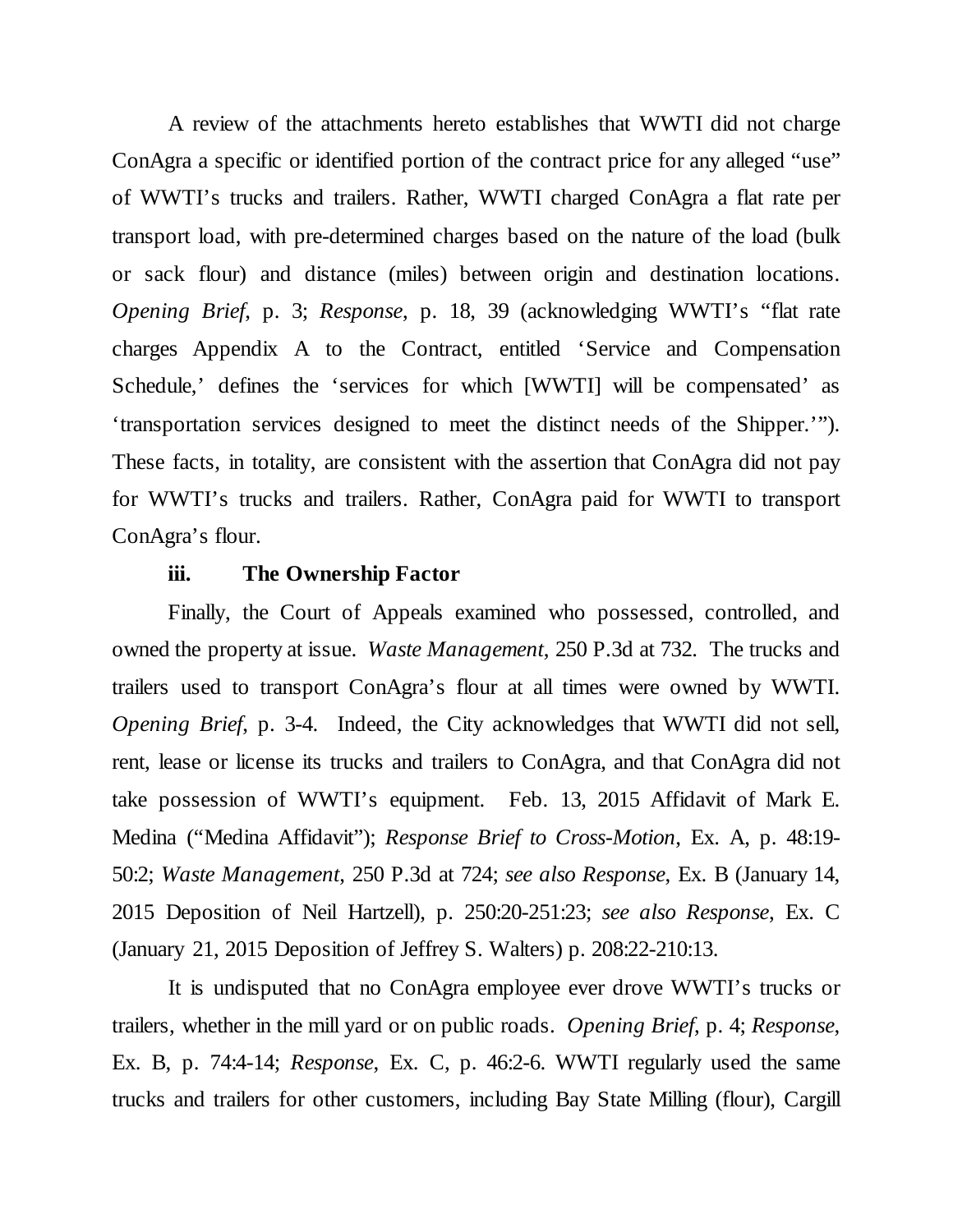A review of the attachments hereto establishes that WWTI did not charge ConAgra a specific or identified portion of the contract price for any alleged "use" of WWTI's trucks and trailers. Rather, WWTI charged ConAgra a flat rate per transport load, with pre-determined charges based on the nature of the load (bulk or sack flour) and distance (miles) between origin and destination locations. *Opening Brief*, p. 3; *Response*, p. 18, 39 (acknowledging WWTI's "flat rate charges Appendix A to the Contract, entitled 'Service and Compensation Schedule,' defines the 'services for which [WWTI] will be compensated' as 'transportation services designed to meet the distinct needs of the Shipper.'"). These facts, in totality, are consistent with the assertion that ConAgra did not pay for WWTI's trucks and trailers. Rather, ConAgra paid for WWTI to transport ConAgra's flour.

### iii. The Ownership Factor

Finally, the Court of Appeals examined who possessed, controlled, and owned the property at issue. *Waste Management*, 250 P.3d at 732. The trucks and trailers used to transport ConAgra's flour at all times were owned by WWTI. *Opening Brief*, p. 3-4. Indeed, the City acknowledges that WWTI did not sell, rent, lease or license its trucks and trailers to ConAgra, and that ConAgra did not take possession of WWTI's equipment. Feb. 13, 2015 Affidavit of Mark E. Medina ("Medina Affidavit"); *Response Brief to Cross-Motion*, Ex. A, p. 48:19-50:2; *Waste Management*, 250 P.3d at 724; *see also Response*, Ex. B (January 14, 2015 Deposition of Neil Hartzell), p. 250:20-251:23; *see also Response*, Ex. C (January 21, 2015 Deposition of Jeffrey S. Walters) p. 208:22-210:13.

It is undisputed that no ConAgra employee ever drove WWTI's trucks or trailers, whether in the mill yard or on public roads. *Opening Brief*, p. 4; *Response*, Ex. B, p. 74:4-14; *Response*, Ex. C, p. 46:2-6. WWTI regularly used the same trucks and trailers for other customers, including Bay State Milling (flour), Cargill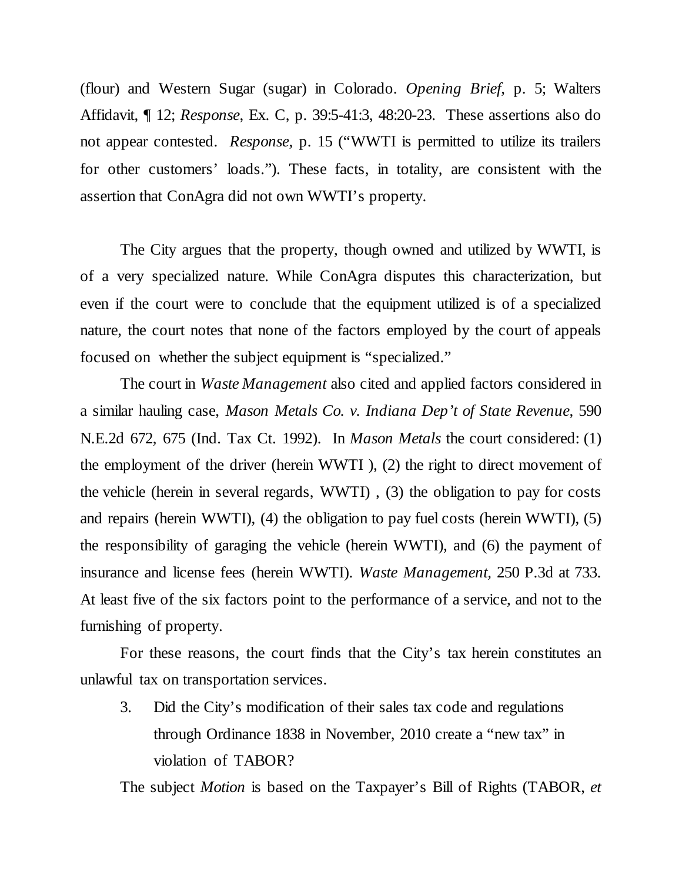(flour) and Western Sugar (sugar) in Colorado. *Opening Brief*, p. 5; Walters Affidavit, ¶ 12; *Response*, Ex. C, p. 39:5-41:3, 48:20-23. These assertions also do not appear contested. *Response*, p. 15 ("WWTI is permitted to utilize its trailers for other customers' loads."). These facts, in totality, are consistent with the assertion that ConAgra did not own WWTI's property.

The City argues that the property, though owned and utilized by WWTI, is of a very specialized nature. While ConAgra disputes this characterization, but even if the court were to conclude that the equipment utilized is of a specialized nature, the court notes that none of the factors employed by the court of appeals focused on whether the subject equipment is "specialized."

The court in *Waste Management* also cited and applied factors considered in a similar hauling case, *Mason Metals Co. v. Indiana Dep't of State Revenue*, 590 N.E.2d 672, 675 (Ind. Tax Ct. 1992). In *Mason Metals* the court considered: (1) the employment of the driver (herein WWTI ), (2) the right to direct movement of the vehicle (herein in several regards, WWTI) , (3) the obligation to pay for costs and repairs (herein WWTI), (4) the obligation to pay fuel costs (herein WWTI), (5) the responsibility of garaging the vehicle (herein WWTI), and (6) the payment of insurance and license fees (herein WWTI). *Waste Management,* 250 P.3d at 733. At least five of the six factors point to the performance of a service, and not to the furnishing of property.

For these reasons, the court finds that the City's tax herein constitutes an unlawful tax on transportation services.

3. Did the City's modification of their sales tax code and regulations through Ordinance 1838 in November, 2010 create a "new tax" in violation of TABOR?

The subject *Motion* is based on the Taxpayer's Bill of Rights (TABOR, *et*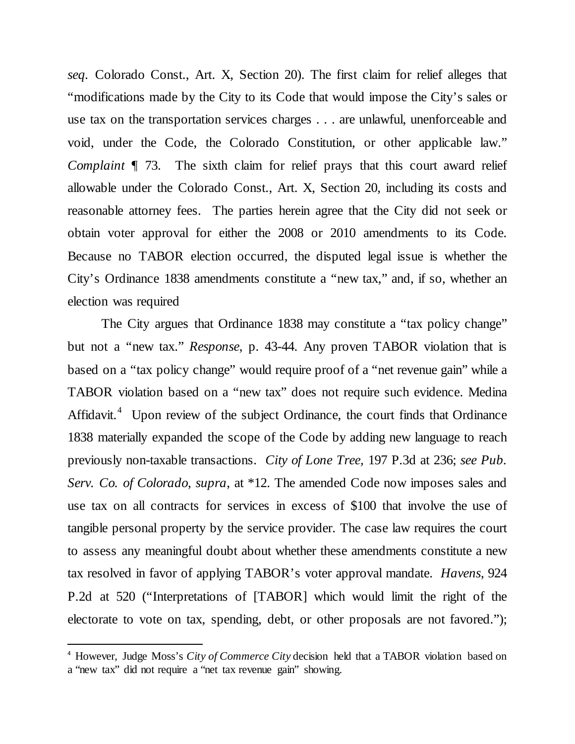*seq*. Colorado Const., Art. X, Section 20). The first claim for relief alleges that "modifications made by the City to its Code that would impose the City's sales or use tax on the transportation services charges . . . are unlawful, unenforceable and void, under the Code, the Colorado Constitution, or other applicable law." *Complaint* ¶ 73. The sixth claim for relief prays that this court award relief allowable under the Colorado Const., Art. X, Section 20, including its costs and reasonable attorney fees. The parties herein agree that the City did not seek or obtain voter approval for either the 2008 or 2010 amendments to its Code. Because no TABOR election occurred, the disputed legal issue is whether the City's Ordinance 1838 amendments constitute a "new tax," and, if so, whether an election was required

The City argues that Ordinance 1838 may constitute a "tax policy change" but not a "new tax." *Response*, p. 43-44. Any proven TABOR violation that is based on a "tax policy change" would require proof of a "net revenue gain" while a TABOR violation based on a "new tax" does not require such evidence. Medina Affidavit.[4] Upon review of the subject Ordinance, the court finds that Ordinance 1838 materially expanded the scope of the Code by adding new language to reach previously non-taxable transactions. *City of Lone Tree*, 197 P.3d at 236; *see Pub. Serv. Co. of Colorado*, *supra*, at *12. The amended Code now imposes sales and use tax on all contracts for services in excess of $100 that involve the use of tangible personal property by the service provider. The case law requires the court to assess any meaningful doubt about whether these amendments constitute a new tax resolved in favor of applying TABOR's voter approval mandate. *Havens*, 924 P.2d at 520 ("Interpretations of [TABOR] which would limit the right of the electorate to vote on tax, spending, debt, or other proposals are not favored.");

---

[4] However, Judge Moss's *City of Commerce City* decision held that a TABOR violation based on a "new tax" did not require a "net tax revenue gain" showing.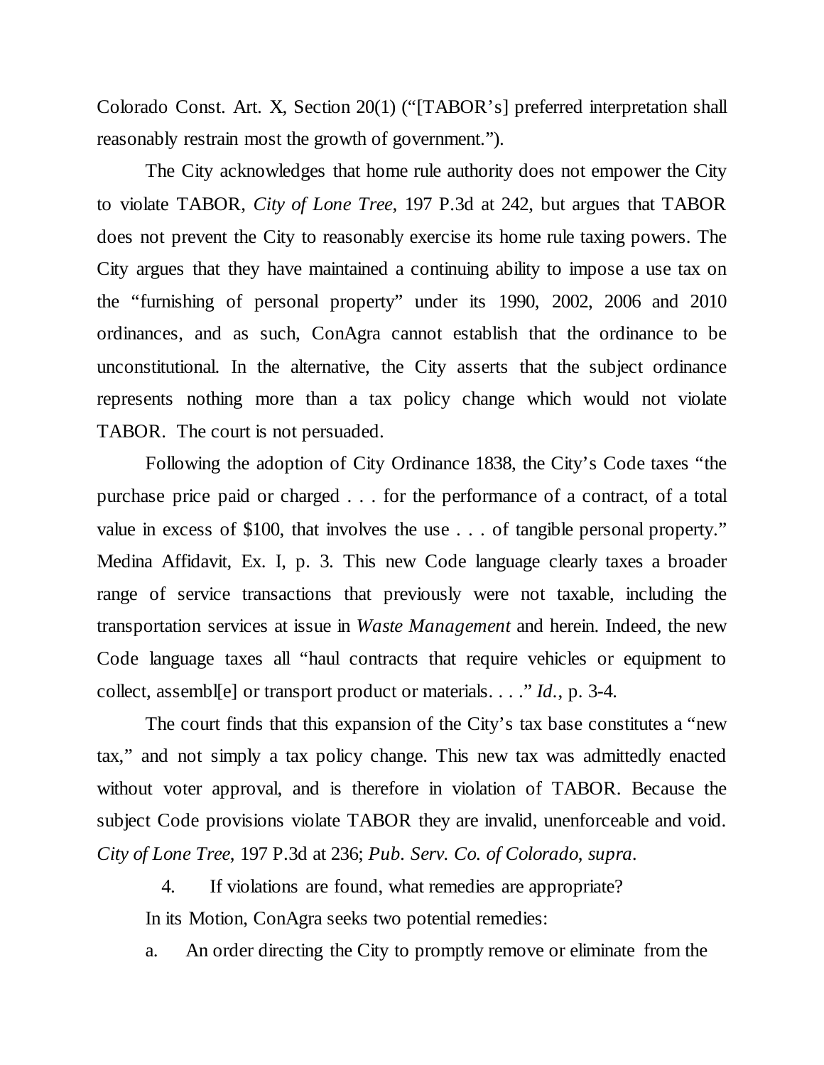Colorado Const. Art. X, Section 20(1) ("[TABOR's] preferred interpretation shall reasonably restrain most the growth of government.").

The City acknowledges that home rule authority does not empower the City to violate TABOR, *City of Lone Tree*, 197 P.3d at 242, but argues that TABOR does not prevent the City to reasonably exercise its home rule taxing powers. The City argues that they have maintained a continuing ability to impose a use tax on the "furnishing of personal property" under its 1990, 2002, 2006 and 2010 ordinances, and as such, ConAgra cannot establish that the ordinance to be unconstitutional. In the alternative, the City asserts that the subject ordinance represents nothing more than a tax policy change which would not violate TABOR. The court is not persuaded.

Following the adoption of City Ordinance 1838, the City's Code taxes "the purchase price paid or charged . . . for the performance of a contract, of a total value in excess of $100, that involves the use . . . of tangible personal property." Medina Affidavit, Ex. I, p. 3. This new Code language clearly taxes a broader range of service transactions that previously were not taxable, including the transportation services at issue in *Waste Management* and herein. Indeed, the new Code language taxes all "haul contracts that require vehicles or equipment to collect, assembl[e] or transport product or materials. . . ." *Id.*, p. 3-4.

The court finds that this expansion of the City's tax base constitutes a "new tax," and not simply a tax policy change. This new tax was admittedly enacted without voter approval, and is therefore in violation of TABOR. Because the subject Code provisions violate TABOR they are invalid, unenforceable and void. *City of Lone Tree*, 197 P.3d at 236; *Pub. Serv. Co. of Colorado, supra*.

4. If violations are found, what remedies are appropriate?

In its Motion, ConAgra seeks two potential remedies:

a. An order directing the City to promptly remove or eliminate from the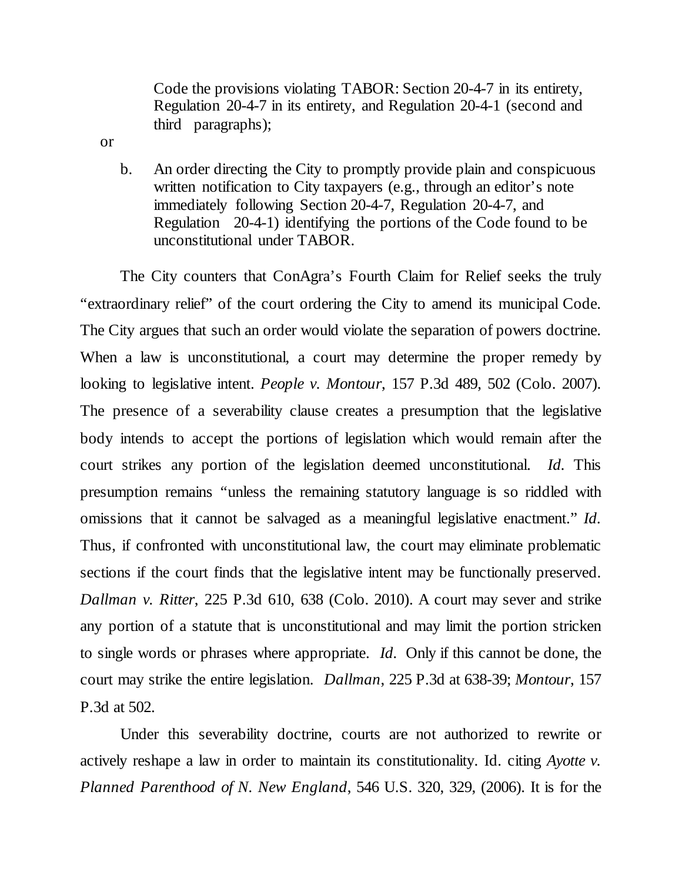Code the provisions violating TABOR: Section 20-4-7 in its entirety, Regulation 20-4-7 in its entirety, and Regulation 20-4-1 (second and third paragraphs);

or

b. An order directing the City to promptly provide plain and conspicuous written notification to City taxpayers (e.g., through an editor's note immediately following Section 20-4-7, Regulation 20-4-7, and Regulation 20-4-1) identifying the portions of the Code found to be unconstitutional under TABOR.

The City counters that ConAgra's Fourth Claim for Relief seeks the truly "extraordinary relief" of the court ordering the City to amend its municipal Code. The City argues that such an order would violate the separation of powers doctrine. When a law is unconstitutional, a court may determine the proper remedy by looking to legislative intent. *People v. Montour*, 157 P.3d 489, 502 (Colo. 2007). The presence of a severability clause creates a presumption that the legislative body intends to accept the portions of legislation which would remain after the court strikes any portion of the legislation deemed unconstitutional. *Id.* This presumption remains "unless the remaining statutory language is so riddled with omissions that it cannot be salvaged as a meaningful legislative enactment." *Id.* Thus, if confronted with unconstitutional law, the court may eliminate problematic sections if the court finds that the legislative intent may be functionally preserved. *Dallman v. Ritter*, 225 P.3d 610, 638 (Colo. 2010). A court may sever and strike any portion of a statute that is unconstitutional and may limit the portion stricken to single words or phrases where appropriate. *Id.* Only if this cannot be done, the court may strike the entire legislation. *Dallman*, 225 P.3d at 638-39; *Montour*, 157 P.3d at 502.

Under this severability doctrine, courts are not authorized to rewrite or actively reshape a law in order to maintain its constitutionality. Id. citing *Ayotte v. Planned Parenthood of N. New England*, 546 U.S. 320, 329, (2006). It is for the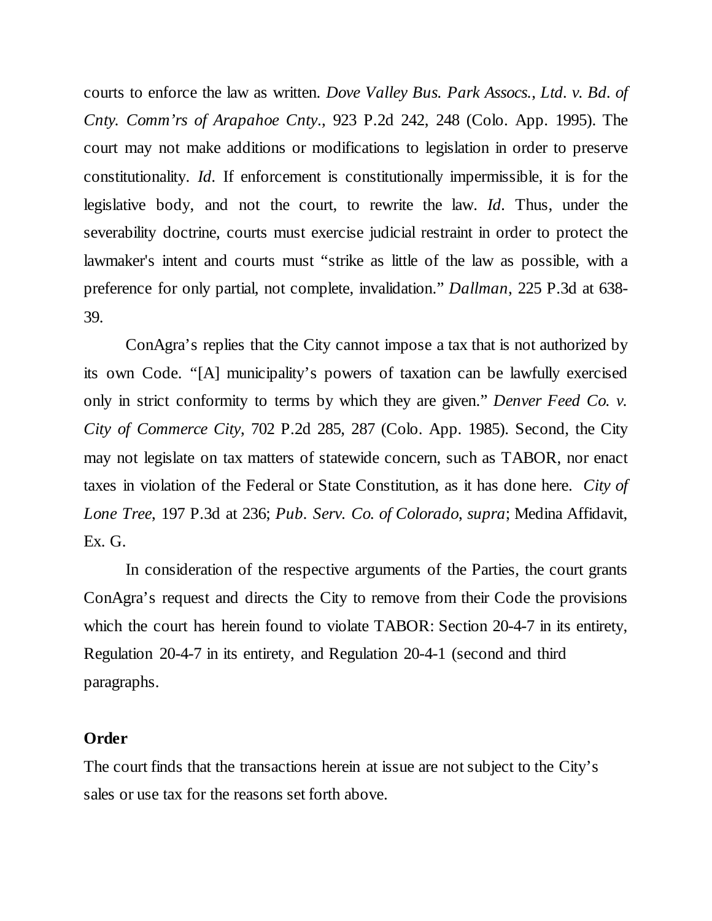courts to enforce the law as written. *Dove Valley Bus. Park Assocs., Ltd. v. Bd. of Cnty. Comm'rs of Arapahoe Cnty.*, 923 P.2d 242, 248 (Colo. App. 1995). The court may not make additions or modifications to legislation in order to preserve constitutionality. *Id*. If enforcement is constitutionally impermissible, it is for the legislative body, and not the court, to rewrite the law. *Id*. Thus, under the severability doctrine, courts must exercise judicial restraint in order to protect the lawmaker's intent and courts must "strike as little of the law as possible, with a preference for only partial, not complete, invalidation." *Dallman*, 225 P.3d at 638-39.

ConAgra's replies that the City cannot impose a tax that is not authorized by its own Code. "[A] municipality's powers of taxation can be lawfully exercised only in strict conformity to terms by which they are given." *Denver Feed Co. v. City of Commerce City*, 702 P.2d 285, 287 (Colo. App. 1985). Second, the City may not legislate on tax matters of statewide concern, such as TABOR, nor enact taxes in violation of the Federal or State Constitution, as it has done here. *City of Lone Tree*, 197 P.3d at 236; *Pub. Serv. Co. of Colorado, supra*; Medina Affidavit, Ex. G.

In consideration of the respective arguments of the Parties, the court grants ConAgra's request and directs the City to remove from their Code the provisions which the court has herein found to violate TABOR: Section 20-4-7 in its entirety, Regulation 20-4-7 in its entirety, and Regulation 20-4-1 (second and third paragraphs.

**Order**

The court finds that the transactions herein at issue are not subject to the City's sales or use tax for the reasons set forth above.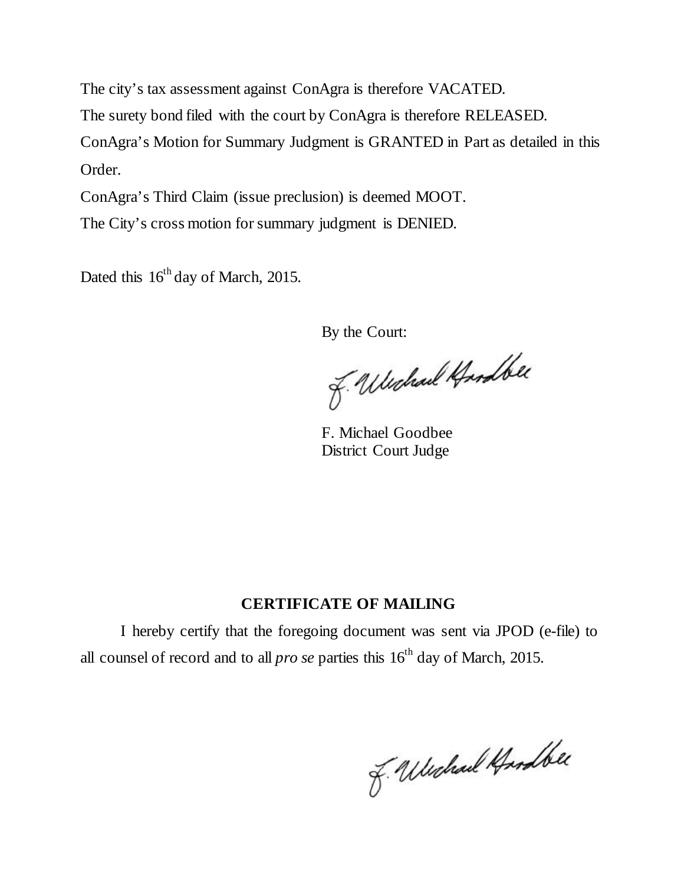The city's tax assessment against ConAgra is therefore VACATED.

The surety bond filed with the court by ConAgra is therefore RELEASED.

ConAgra's Motion for Summary Judgment is GRANTED in Part as detailed in this Order.

ConAgra's Third Claim (issue preclusion) is deemed MOOT.

The City's cross motion for summary judgment is DENIED.

Dated this 16th day of March, 2015.

By the Court:

F. Michael Goodbee
District Court Judge

**CERTIFICATE OF MAILING**

I hereby certify that the foregoing document was sent via JPOD (e-file) to all counsel of record and to all *pro se* parties this 16th day of March, 2015.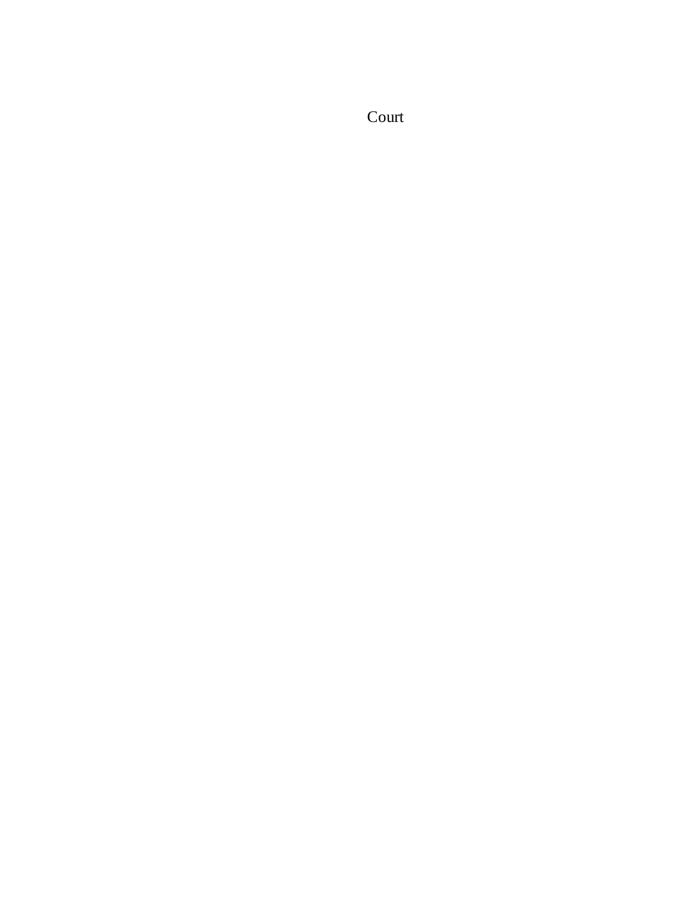Court